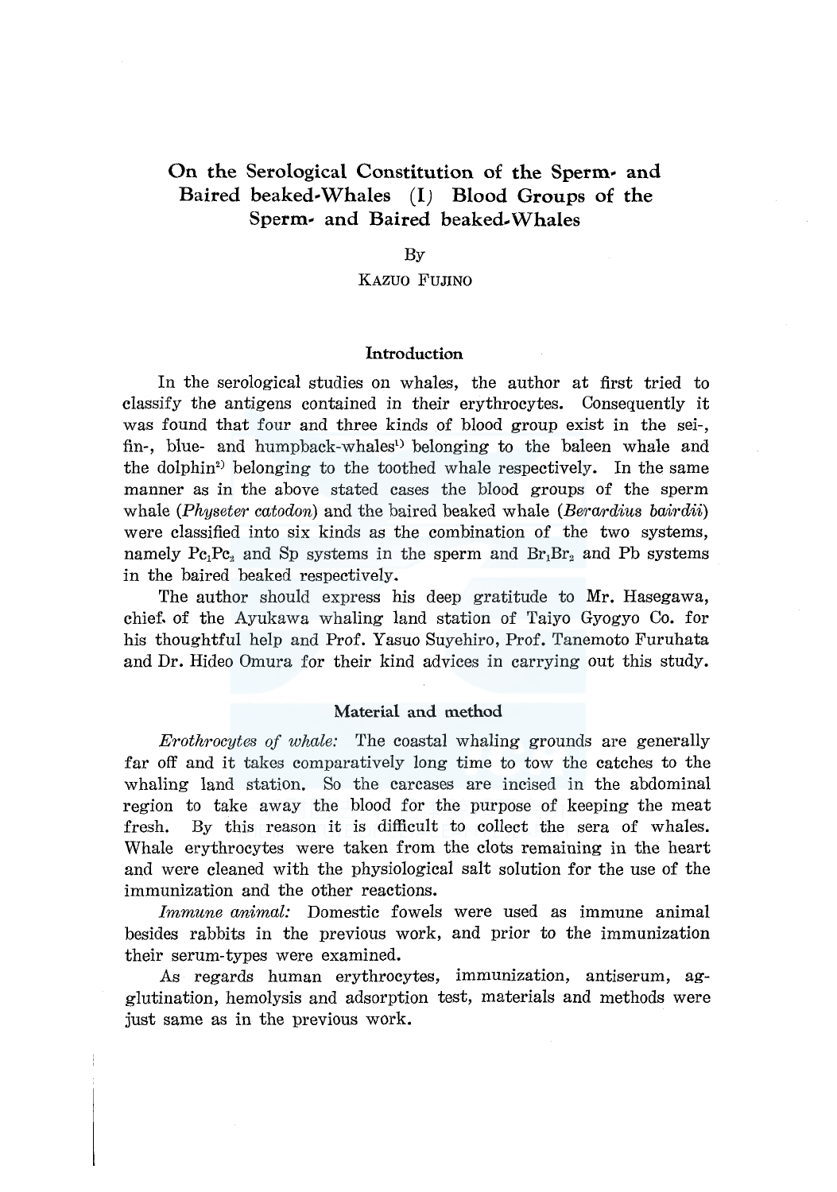# On the Serological Constitution of the Sperm- and Baired beaked-Whales (I) Blood Groups of the Sperm- and Baired beaked-Whales

By

KAZUO FUJINO

## Introduction

In the serological studies on whales, the author at first tried to classify the antigens contained in their erythrocytes. Consequently it was found that four and three kinds of blood group exist in the sei-, fin-, blue- and humpback-whales[1] belonging to the baleen whale and the dolphin[2] belonging to the toothed whale respectively. In the same manner as in the above stated cases the blood groups of the sperm whale (*Physeter catodon*) and the baired beaked whale (*Berardius bairdii*) were classified into six kinds as the combination of the two systems, namely $Pc_1Pc_2$ and Sp systems in the sperm and $Br_1Br_2$ and Pb systems in the baired beaked respectively.

The author should express his deep gratitude to Mr. Hasegawa, chief of the Ayukawa whaling land station of Taiyo Gyogyo Co. for his thoughtful help and Prof. Yasuo Suyehiro, Prof. Tanemoto Furuhata and Dr. Hideo Omura for their kind advices in carrying out this study.

## Material and method

*Erothrocytes of whale:* The coastal whaling grounds are generally far off and it takes comparatively long time to tow the catches to the whaling land station. So the carcases are incised in the abdominal region to take away the blood for the purpose of keeping the meat fresh. By this reason it is difficult to collect the sera of whales. Whale erythrocytes were taken from the clots remaining in the heart and were cleaned with the physiological salt solution for the use of the immunization and the other reactions.

*Immune animal:* Domestic fowels were used as immune animal besides rabbits in the previous work, and prior to the immunization their serum-types were examined.

As regards human erythrocytes, immunization, antiserum, agglutination, hemolysis and adsorption test, materials and methods were just same as in the previous work.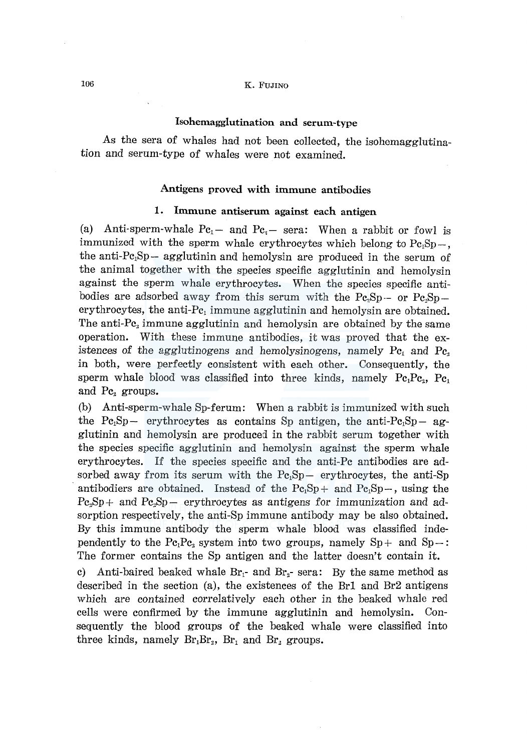### Isohemagglutination and serum-type

As the sera of whales had not been collected, the isohemagglutination and serum-type of whales were not examined.

### Antigens proved with immune antibodies

#### 1. Immune antiserum against each antigen

(a) Anti-sperm-whale $Pc_1-$ and $Pc_2-$ sera: When a rabbit or fowl is immunized with the sperm whale erythrocytes which belong to $Pc_1Sp-$, the anti-$Pc_1Sp-$ agglutinin and hemolysin are produced in the serum of the animal together with the species specific agglutinin and hemolysin against the sperm whale erythrocytes. When the species specific antibodies are adsorbed away from this serum with the $Pc_2Sp-$ or $Pc_2Sp-$ erythrocytes, the anti-$Pc_1$ immune agglutinin and hemolysin are obtained. The anti-$Pc_2$ immune agglutinin and hemolysin are obtained by the same operation. With these immune antibodies, it was proved that the existences of the agglutinogens and hemolysinogens, namely $Pc_1$ and $Pc_2$ in both, were perfectly consistent with each other. Consequently, the sperm whale blood was classified into three kinds, namely $Pc_1Pc_2$, $Pc_1$ and $Pc_2$ groups.

(b) Anti-sperm-whale Sp-ferum: When a rabbit is immunized with such the $Pc_1Sp-$ erythrocytes as contains Sp antigen, the anti-$Pc_1Sp-$ agglutinin and hemolysin are produced in the rabbit serum together with the species specific agglutinin and hemolysin against the sperm whale erythrocytes. If the species specific and the anti-Pc antibodies are adsorbed away from its serum with the $Pc_1Sp-$ erythrocytes, the anti-Sp antibodiers are obtained. Instead of the $Pc_1Sp+$ and $Pc_1Sp-$, using the $Pc_2Sp+$ and $Pc_2Sp-$ erythrocytes as antigens for immunization and adsorption respectively, the anti-Sp immune antibody may be also obtained. By this immune antibody the sperm whale blood was classified independently to the $Pc_1Pc_2$ system into two groups, namely Sp+ and Sp−: The former contains the Sp antigen and the latter doesn't contain it.

c) Anti-baired beaked whale $Br_1$- and $Br_2$- sera: By the same method as described in the section (a), the existences of the Br1 and Br2 antigens which are contained correlatively each other in the beaked whale red cells were confirmed by the immune agglutinin and hemolysin. Consequently the blood groups of the beaked whale were classified into three kinds, namely $Br_1Br_2$, $Br_1$ and $Br_2$ groups.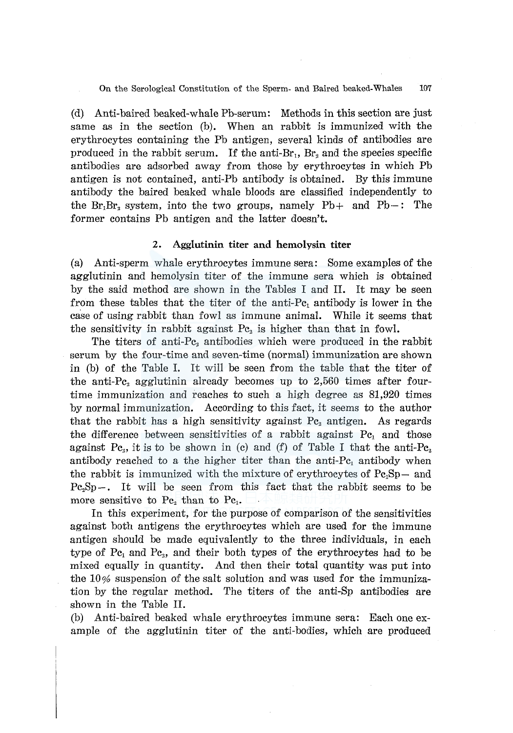(d) Anti-baired beaked-whale Pb-serum: Methods in this section are just same as in the section (b). When an rabbit is immunized with the erythrocytes containing the Pb antigen, several kinds of antibodies are produced in the rabbit serum. If the anti-$Br_1$, $Br_2$ and the species specific antibodies are adsorbed away from those by erythrocytes in which Pb antigen is not contained, anti-Pb antibody is obtained. By this immune antibody the baired beaked whale bloods are classified independently to the $Br_1Br_2$ system, into the two groups, namely Pb+ and Pb−: The former contains Pb antigen and the latter doesn't.

### 2. Agglutinin titer and hemolysin titer

(a) Anti-sperm whale erythrocytes immune sera: Some examples of the agglutinin and hemolysin titer of the immune sera which is obtained by the said method are shown in the Tables I and II. It may be seen from these tables that the titer of the anti-$Pc_1$ antibody is lower in the case of using rabbit than fowl as immune animal. While it seems that the sensitivity in rabbit against $Pc_2$ is higher than that in fowl.

The titers of anti-$Pc_2$ antibodies which were produced in the rabbit serum by the four-time and seven-time (normal) immunization are shown in (b) of the Table I. It will be seen from the table that the titer of the anti-$Pc_2$ agglutinin already becomes up to 2,560 times after four-time immunization and reaches to such a high degree as 81,920 times by normal immunization. According to this fact, it seems to the author that the rabbit has a high sensitivity against $Pc_2$ antigen. As regards the difference between sensitivities of a rabbit against $Pc_1$ and those against $Pc_2$, it is to be shown in (c) and (f) of Table I that the anti-$Pc_2$ antibody reached to a the higher titer than the anti-$Pc_1$ antibody when the rabbit is immunized with the mixture of erythrocytes of $Pc_1$Sp− and $Pc_2$Sp−. It will be seen from this fact that the rabbit seems to be more sensitive to $Pc_2$ than to $Pc_1$.

In this experiment, for the purpose of comparison of the sensitivities against both antigens the erythrocytes which are used for the immune antigen should be made equivalently to the three individuals, in each type of $Pc_1$ and $Pc_2$, and their both types of the erythrocytes had to be mixed equally in quantity. And then their total quantity was put into the 10% suspension of the salt solution and was used for the immunization by the regular method. The titers of the anti-Sp antibodies are shown in the Table II.

(b) Anti-baired beaked whale erythrocytes immune sera: Each one example of the agglutinin titer of the anti-bodies, which are produced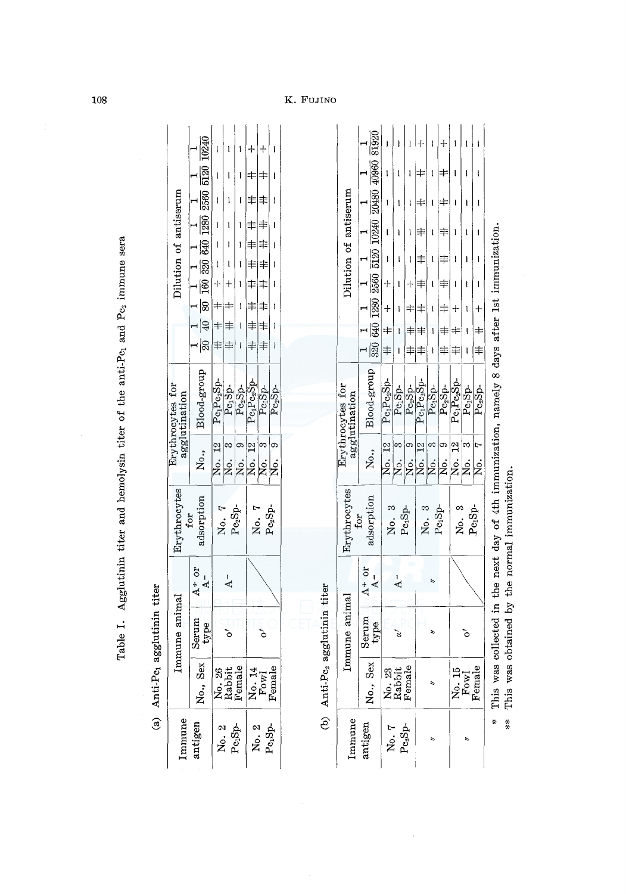Table I. Agglutinin titer and hemolysin titer of the anti-$Pc_1$ and $Pc_2$ immune sera

(a) Anti-$Pc_1$ agglutinin titer

| Immune antigen | Immune animal | | | Erythrocytes for adsorption | Erythrocytes for agglutination | | Dilution of antiserum | | | | | | | | | |
|---|---|---|---|---|---|---|---|---|---|---|---|---|---|---|---|---|
| | No., Sex | Serum type | $A^+$ or $A^-$ | | No., | Blood-group | 1/20 | 1/40 | 1/80 | 1/160 | 1/320 | 1/640 | 1/1280 | 1/2560 | 1/5120 | 1/10240 |
| No. 2 $Pc_1Sp^-$ | No. 26 Rabbit Female | ♂ | $A^-$ | No. 7 $Pc_2Sp^-$ | No. 12 | $Pc_1Pc_2Sp^-$ | ++ | ++ | + | + | − | − | − | − | − | − |
| | | | | | No. 3 | $Pc_1Sp^-$ | ++ | ++ | + | + | − | − | − | − | − | − |
| | | | | | No. 9 | $Pc_2Sp^-$ | − | − | − | − | − | − | − | − | − | − |
| No. 2 $Pc_1Sp^-$ | No. 14 Fowl Female | ♂ | | No. 7 $Pc_2Sp^-$ | No. 12 | $Pc_1Pc_2Sp^-$ | ++ | ++ | ++ | ++ | ++ | ++ | ++ | ++ | ++ | + |
| | | | | | No. 3 | $Pc_1Sp^-$ | ++ | ++ | ++ | ++ | ++ | ++ | ++ | ++ | ++ | + |
| | | | | | No. 9 | $Pc_2Sp^-$ | − | − | − | − | − | − | − | − | − | − |

(b) Anti-$Pc_2$ agglutinin titer

| Immune antigen | Immune animal | | | Erythrocytes for adsorption | Erythrocytes for agglutination | | Dilution of antiserum | | | | | | | | |
|---|---|---|---|---|---|---|---|---|---|---|---|---|---|---|---|
| | No., Sex | Serum type | $A^+$ or $A^-$ | | No., | Blood-group | 1/320 | 1/640 | 1/1280 | 1/2560 | 1/5120 | 1/10240 | 1/20480 | 1/40960 | 1/81920 |
| No. 7 $Pc_2Sp^-$ | No. 23 Rabbit Female | α' | $A^-$ | No. 3 $Pc_1Sp^-$ | No. 12 | $Pc_1Pc_2Sp^-$ | ++ | ++ | + | + | − | − | − | − | − |
| | | | | | No. 3 | $Pc_1Sp^-$ | − | − | − | − | − | − | − | − | − |
| | | | | | No. 9 | $Pc_2Sp^-$ | ++ | ++ | ++ | + | − | − | − | − | − |
| ″ | ″ | ″ | ″ | No. 3 $Pc_1Sp^-$ | No. 12 | $Pc_1Pc_2Sp^-$ | ++ | ++ | ++ | ++ | ++ | ++ | ++ | ++ | + |
| | | | | | No. 3 | $Pc_1Sp^-$ | − | − | − | − | − | − | − | − | − |
| | | | | | No. 9 | $Pc_2Sp^-$ | ++ | ++ | ++ | ++ | ++ | ++ | ++ | ++ | + |
| ″ | No. 15 Fowl Female | ♂ | | No. 3 $Pc_1Sp^-$ | No. 12 | $Pc_1Pc_2Sp^-$ | ++ | ++ | + | − | − | − | − | − | − |
| | | | | | No. 3 | $Pc_1Sp^-$ | − | − | − | − | − | − | − | − | − |
| | | | | | No. 7 | $Pc_2Sp^-$ | ++ | ++ | + | − | − | − | − | − | − |

\* This was collected in the next day of 4th immunization, namely 8 days after 1st immunization.
\*\* This was obtained by the normal immunization.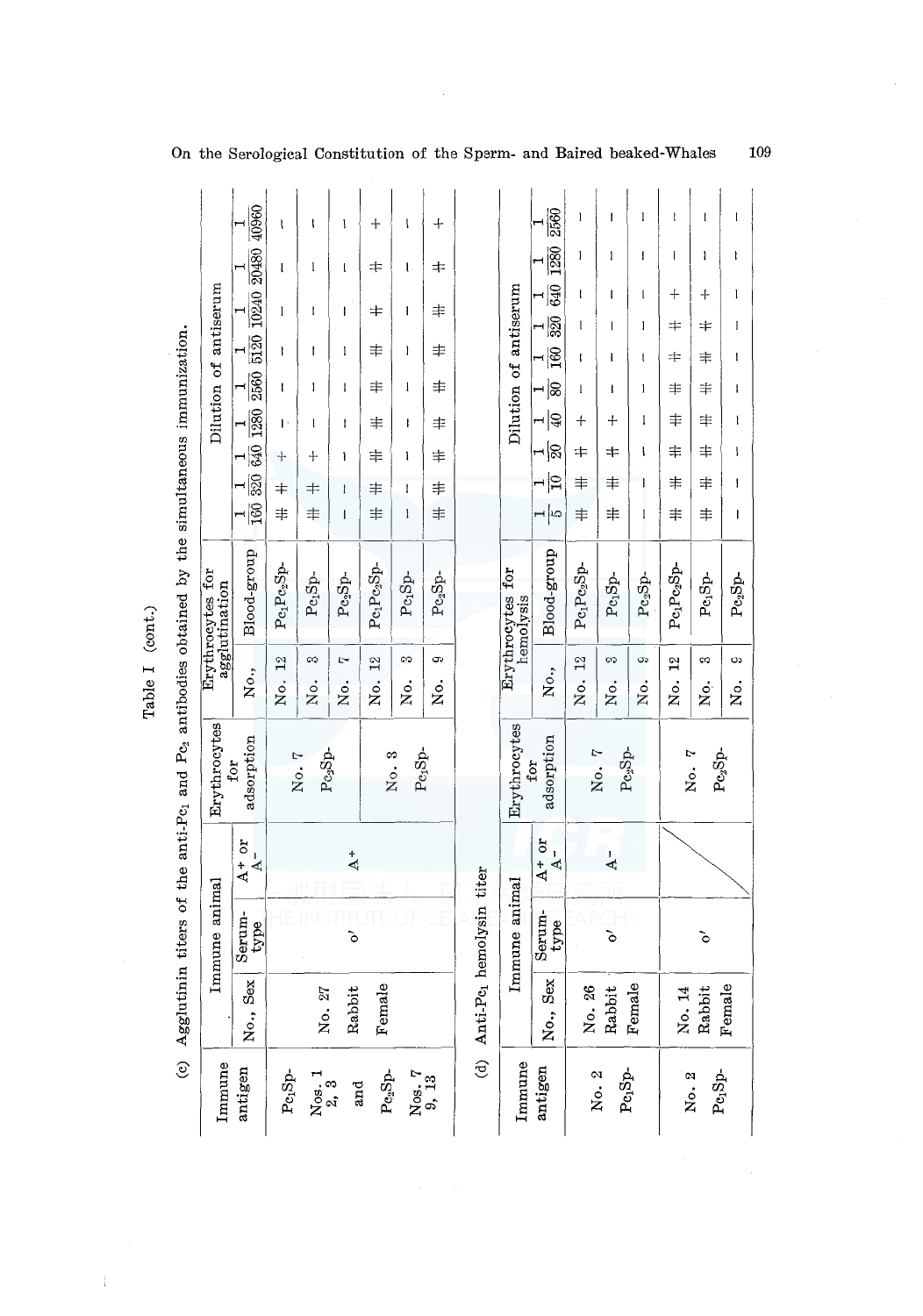Table I (cont.)

(c) Agglutinin titers of the anti-$Pc_1$ and $Pc_2$ antibodies obtained by the simultaneous immunization.

| Immune antigen | Immune animal | | | Erythrocytes for adsorption | Erythrocytes for agglutination | | Dilution of antiserum | | | | | | | | | |
|---|---|---|---|---|---|---|---|---|---|---|---|---|---|---|---|---|
| | No., Sex | Serum-type | $A^+$ or $A^-$ | | No., | Blood-group | 1/160 | 1/320 | 1/640 | 1/1280 | 1/2560 | 1/5120 | 1/10240 | 1/20480 | 1/40960 |
| $Pc_1Sp$- Nos. 1, 2, 3 and $Pc_2Sp$- Nos. 7, 9, 13 | No. 27 Rabbit Female | ♂ | $A^+$ | No. 7 $Pc_2Sp$- | No. 12 | $Pc_1Pc_2Sp$- | +++ | ++ | + | − | − | − | − | − | − |
| | | | | | No. 3 | $Pc_1Sp$- | +++ | ++ | + | − | − | − | − | − | − |
| | | | | | No. 7 | $Pc_2Sp$- | − | − | − | − | − | − | − | − | − |
| | | | | No. 3 $Pc_1Sp$- | No. 12 | $Pc_1Pc_2Sp$- | +++ | +++ | +++ | +++ | +++ | +++ | ++ | ++ | + |
| | | | | | No. 3 | $Pc_1Sp$- | − | − | − | − | − | − | − | − | − |
| | | | | | No. 9 | $Pc_2Sp$- | +++ | +++ | +++ | +++ | +++ | +++ | ++ | ++ | + |

(d) Anti-$Pc_1$ hemolysin titer

| Immune antigen | Immune animal | | | Erythrocytes for adsorption | Erythrocytes for hemolysis | | Dilution of antiserum | | | | | | | | | |
|---|---|---|---|---|---|---|---|---|---|---|---|---|---|---|---|---|
| | No., Sex | Serum-type | $A^+$ or $A^-$ | | No., | Blood-group | 1/5 | 1/10 | 1/20 | 1/40 | 1/80 | 1/160 | 1/320 | 1/640 | 1/1280 | 1/2560 |
| No. 2 $Pc_1Sp$- | No. 26 Rabbit Female | ♂ | $A^-$ | No. 7 $Pc_2Sp$- | No. 12 | $Pc_1Pc_2Sp$- | +++ | +++ | ++ | + | − | − | − | − | − | − |
| | | | | | No. 3 | $Pc_1Sp$- | +++ | +++ | ++ | + | − | − | − | − | − | − |
| | | | | | No. 9 | $Pc_2Sp$- | − | − | − | − | − | − | − | − | − | − |
| No. 2 $Pc_1Sp$- | No. 14 Rabbit Female | ♂ | | No. 7 $Pc_2Sp$- | No. 12 | $Pc_1Pc_2Sp$- | +++ | +++ | +++ | +++ | +++ | ++ | ++ | + | − | − |
| | | | | | No. 3 | $Pc_1Sp$- | +++ | +++ | +++ | +++ | +++ | +++ | ++ | + | − | − |
| | | | | | No. 9 | $Pc_2Sp$- | − | − | − | − | − | − | − | − | − | − |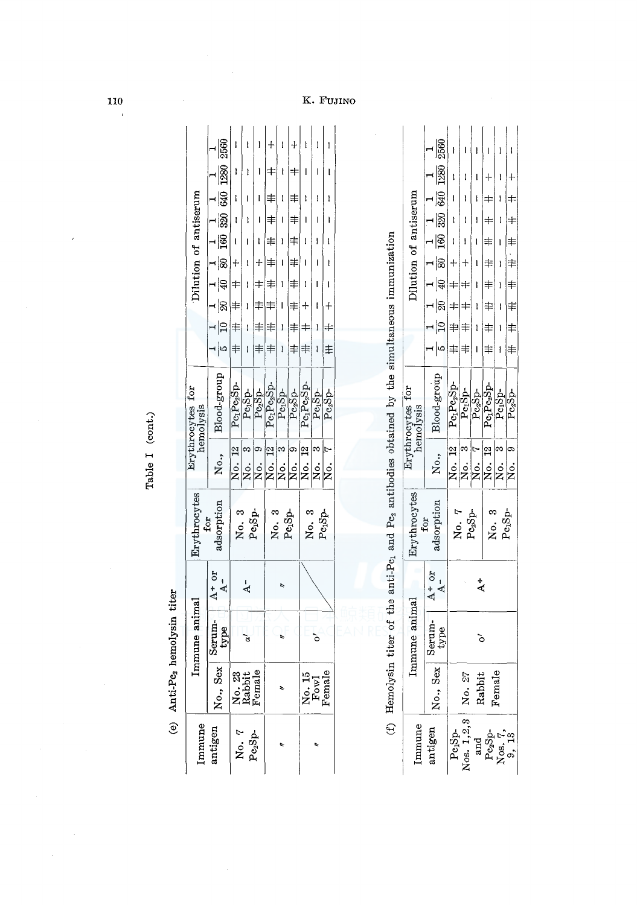Table I (cont.)

(e) Anti-Pc$_2$ hemolysin titer

| Immune antigen | Immune animal | | | Erythrocytes for adsorption | Erythrocytes for hemolysis | | Dilution of antiserum | | | | | | | | | |
|---|---|---|---|---|---|---|---|---|---|---|---|---|---|---|---|---|
| | No., Sex | Serum-type | A$^+$ or A$^-$ | | No., | Blood-group | 1/5 | 1/10 | 1/20 | 1/40 | 1/80 | 1/160 | 1/320 | 1/640 | 1/1280 | 1/2560 |
| No. 7 Pc$_2$Sp- | No. 23 Rabbit Female | α' | A$^-$ | No. 3 Pc$_1$Sp- | No. 12 | Pc$_1$Pc$_2$Sp- | ++ | ++ | ++ | ++ | + | - | - | - | - | - |
| | | | | | No. 3 | Pc$_1$Sp- | - | - | - | - | - | - | - | - | - | - |
| | | | | | No. 9 | Pc$_2$Sp- | ++ | ++ | ++ | ++ | + | - | - | - | - | - |
| 〃 | 〃 | 〃 | 〃 | No. 3 Pc$_1$Sp- | No. 12 | Pc$_1$Pc$_2$Sp- | ++ | ++ | ++ | ++ | ++ | ++ | ++ | ++ | ++ | + |
| | | | | | No. 3 | Pc$_1$Sp- | - | - | - | - | - | - | - | - | - | - |
| | | | | | No. 9 | Pc$_2$Sp- | ++ | ++ | ++ | ++ | ++ | ++ | ++ | ++ | ++ | + |
| 〃 | No. 15 Fowl Female | o' | | No. 3 Pc$_1$Sp- | No. 12 | Pc$_1$Pc$_2$Sp- | ++ | ++ | + | - | - | - | - | - | - | - |
| | | | | | No. 3 | Pc$_1$Sp- | - | - | - | - | - | - | - | - | - | - |
| | | | | | No. 7 | Pc$_2$Sp- | +++ | ++ | + | - | - | - | - | - | - | - |

(f) Hemolysin titer of the anti-Pc$_1$ and Pc$_2$ antibodies obtained by the simultaneous immunization

| Immune antigen | Immune animal | | | Erythrocytes for adsorption | Erythrocytes for hemolysis | | Dilution of antiserum | | | | | | | | | |
|---|---|---|---|---|---|---|---|---|---|---|---|---|---|---|---|---|
| | No., Sex | Serum-type | A$^+$ or A$^-$ | | No., | Blood-group | 1/5 | 1/10 | 1/20 | 1/40 | 1/80 | 1/160 | 1/320 | 1/640 | 1/1280 | 1/2560 |
| Pc$_1$Sp- Nos. 1, 2, 3 and Pc$_2$Sp- Nos. 7, 9, 13 | No. 27 Rabbit Female | o' | A$^+$ | No. 7 Pc$_2$Sp- | No. 12 | Pc$_1$Pc$_2$Sp- | ++ | ++ | ++ | ++ | + | - | - | - | - | - |
| | | | | | No. 3 | Pc$_1$Sp- | ++ | ++ | ++ | ++ | + | - | - | - | - | - |
| | | | | | No. 7 | Pc$_2$Sp- | - | - | - | - | - | - | - | - | - | - |
| | | | | No. 3 Pc$_1$Sp- | No. 12 | Pc$_1$Pc$_2$Sp- | ++ | ++ | ++ | ++ | ++ | ++ | ++ | ++ | + | - |
| | | | | | No. 3 | Pc$_1$Sp- | - | - | - | - | - | - | - | - | - | - |
| | | | | | No. 9 | Pc$_2$Sp- | ++ | ++ | ++ | ++ | ++ | ++ | ++ | ++ | + | - |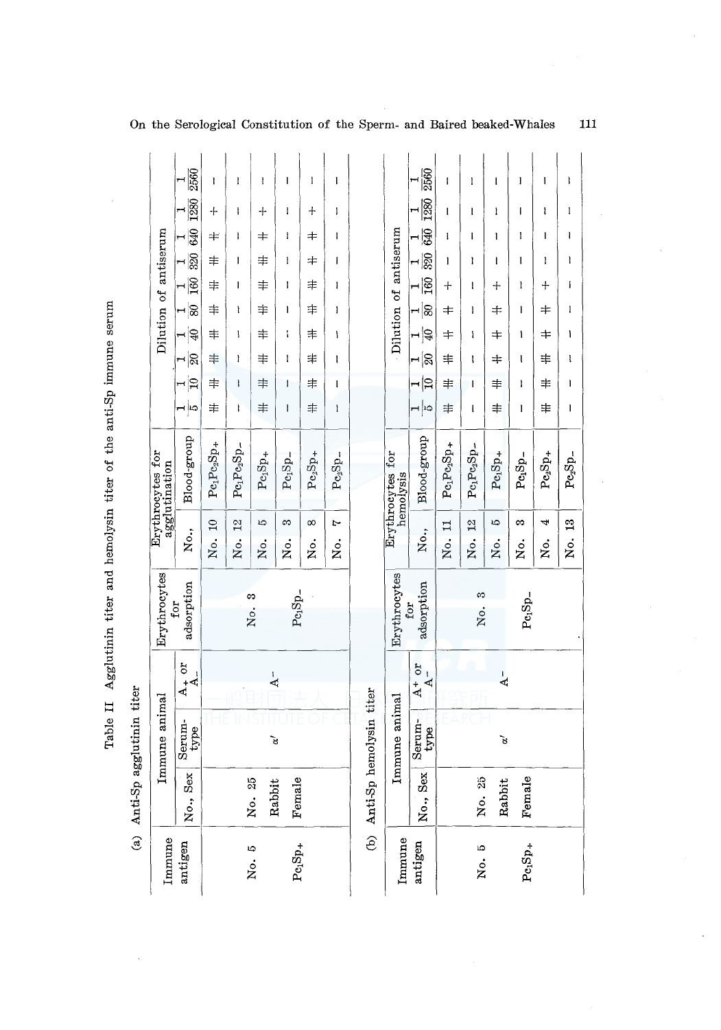Table II Agglutinin titer and hemolysin titer of the anti-Sp immune serum

(a) Anti-Sp agglutinin titer

| Immune antigen | Immune animal | | | Erythrocytes for adsorption | Erythrocytes for agglutination | | Dilution of antiserum | | | | | | | | | |
|---|---|---|---|---|---|---|---|---|---|---|---|---|---|---|---|---|
| | No., Sex | Serum-type | $A_+$ or $A_-$ | | No., | Blood-group | 1/5 | 1/10 | 1/20 | 1/40 | 1/80 | 1/160 | 1/320 | 1/640 | 1/1280 | 1/2560 |
| No. 5 | No. 25 | α' | $A^-$ | No. 3 | No. 10 | $Pc_1Pc_2Sp_+$ | ⧻ | ⧻ | ⧻ | ⧻ | ⧻ | ⧻ | ⧻ | ⧺ | + | − |
| $Pc_1Sp_+$ | Rabbit | | | $Pc_1Sp_-$ | No. 12 | $Pc_1Pc_2Sp_-$ | − | − | − | − | − | − | − | − | − | − |
| | Female | | | | No. 5 | $Pc_1Sp_+$ | ⧻ | ⧻ | ⧻ | ⧻ | ⧻ | ⧻ | ⧻ | ⧺ | + | − |
| | | | | | No. 3 | $Pc_1Sp_-$ | − | − | − | − | − | − | − | − | − | − |
| | | | | | No. 8 | $Pc_2Sp_+$ | ⧻ | ⧻ | ⧻ | ⧻ | ⧻ | ⧻ | ⧺ | ⧺ | + | − |
| | | | | | No. 7 | $Pc_2Sp_-$ | − | − | − | − | − | − | − | − | − | − |

(b) Anti-Sp hemolysin titer

| Immune antigen | Immune animal | | | Erythrocytes for adsorption | Erythrocytes for hemolysis | | Dilution of antiserum | | | | | | | | | |
|---|---|---|---|---|---|---|---|---|---|---|---|---|---|---|---|---|
| | No., Sex | Serum-type | $A^+$ or $A^-$ | | No., | Blood-group | 1/5 | 1/10 | 1/20 | 1/40 | 1/80 | 1/160 | 1/320 | 1/640 | 1/1280 | 1/2560 |
| No. 5 | No. 25 | α' | $A^-$ | No. 3 | No. 11 | $Pc_1Pc_2Sp_+$ | ⧻ | ⧻ | ⧻ | ⧺ | ⧺ | + | − | − | − | − |
| $Pc_1Sp_+$ | Rabbit | | | $Pc_1Sp_-$ | No. 12 | $Pc_1Pc_2Sp_-$ | − | − | − | − | − | − | − | − | − | − |
| | Female | | | | No. 5 | $Pc_1Sp_+$ | ⧻ | ⧻ | ⧺ | ⧺ | ⧺ | + | − | − | − | − |
| | | | | | No. 3 | $Pc_1Sp_-$ | − | − | − | − | − | − | − | − | − | − |
| | | | | | No. 4 | $Pc_2Sp_+$ | ⧻ | ⧻ | ⧻ | ⧺ | ⧺ | + | − | − | − | − |
| | | | | | No. 13 | $Pc_2Sp_-$ | − | − | − | − | − | − | − | − | − | − |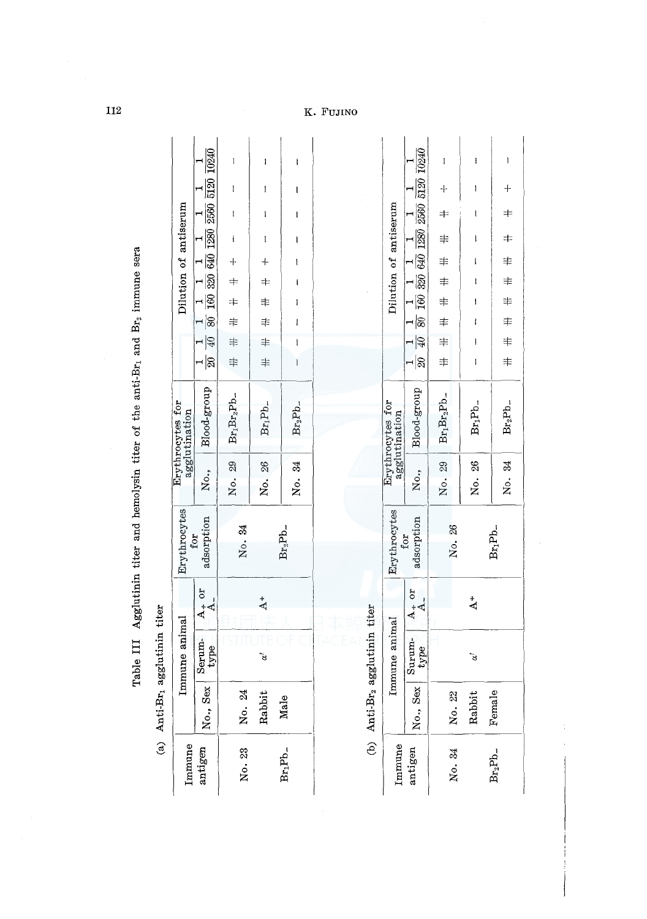Table III Agglutinin titer and hemolysin titer of the anti-$Br_1$ and $Br_2$ immune sera

(a) Anti-$Br_1$ agglutinin titer

| Immune antigen | Immune animal | | | Erythrocytes for adsorption | Erythrocytes for agglutination | | Dilution of antiserum | | | | | | | | | |
|---|---|---|---|---|---|---|---|---|---|---|---|---|---|---|---|---|
| | No., Sex | Serum-type | $A_+$ or $A_-$ | | No., | Blood-group | $\frac{1}{20}$ | $\frac{1}{40}$ | $\frac{1}{80}$ | $\frac{1}{160}$ | $\frac{1}{320}$ | $\frac{1}{640}$ | $\frac{1}{1280}$ | $\frac{1}{2560}$ | $\frac{1}{5120}$ | $\frac{1}{10240}$ |
| No. 23 $Br_1Pb_-$ | No. 24 Rabbit Male | $\alpha'$ | $A^+$ | No. 34 $Br_2Pb_-$ | No. 29 | $Br_1Br_2Pb_-$ | ╫ | ╫ | ╫ | ╫ | ╫ | + | − | − | − | − |
| | | | | | No. 26 | $Br_1Pb_-$ | ╫ | ╫ | ╫ | ╫ | ╫ | + | − | − | − | − |
| | | | | | No. 34 | $Br_2Pb_-$ | − | − | − | − | − | − | − | − | − | − |

(b) Anti-$Br_2$ agglutinin titer

| Immune antigen | Immune animal | | | Erythrocytes for adsorption | Erythrocytes for agglutination | | Dilution of antiserum | | | | | | | | | |
|---|---|---|---|---|---|---|---|---|---|---|---|---|---|---|---|---|
| | No., Sex | Surum-type | $A_+$ or $A_-$ | | No., | Blood-group | $\frac{1}{20}$ | $\frac{1}{40}$ | $\frac{1}{80}$ | $\frac{1}{160}$ | $\frac{1}{320}$ | $\frac{1}{640}$ | $\frac{1}{1280}$ | $\frac{1}{2560}$ | $\frac{1}{5120}$ | $\frac{1}{10240}$ |
| No. 34 $Br_2Pb_-$ | No. 22 Rabbit Female | $\alpha'$ | $A^+$ | No. 26 $Br_1Pb_-$ | No. 29 | $Br_1Br_2Pb_-$ | ╫ | ╫ | ╫ | ╫ | ╫ | ╫ | ╫ | ╫ | + | − |
| | | | | | No. 26 | $Br_1Pb_-$ | − | − | − | − | − | − | − | − | − | − |
| | | | | | No. 34 | $Br_2Pb_-$ | ╫ | ╫ | ╫ | ╫ | ╫ | ╫ | ╫ | ╫ | + | − |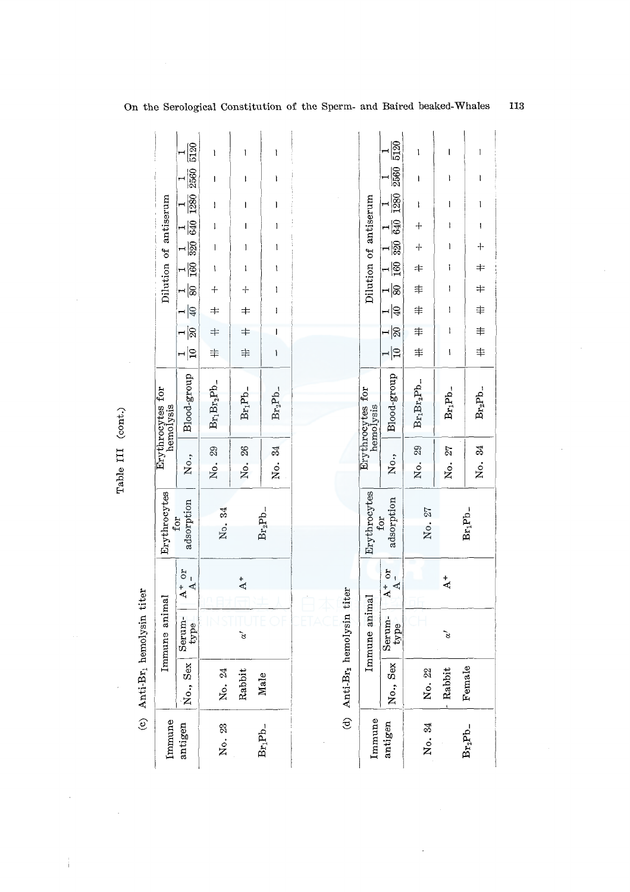Table III (cont.)

(c) Anti-$Br_1$ hemolysin titer

| Immune antigen | Immune animal | | | Erythrocytes for adsorption | Erythrocytes for hemolysis | | Dilution of antiserum | | | | | | | | | |
|---|---|---|---|---|---|---|---|---|---|---|---|---|---|---|---|---|
| | No., Sex | Serum-type | $A^+$ or $A^-$ | | No., | Blood-group | 1/10 | 1/20 | 1/40 | 1/80 | 1/160 | 1/320 | 1/640 | 1/1280 | 1/2560 | 1/5120 |
| No. 23 | No. 24 | | | No. 34 | No. 29 | $Br_1Br_2Pb_-$ | ⧺ | ⧺ | ⧺ | + | − | − | − | − | − | − |
| | Rabbit | $\alpha'$ | $A^+$ | | No. 26 | $Br_1Pb_-$ | ⧺ | ⧺ | ⧺ | + | − | − | − | − | − | − |
| $Br_1Pb_-$ | Male | | | $Br_2Pb_-$ | No. 34 | $Br_2Pb_-$ | − | − | − | − | − | − | − | − | − | − |

(d) Anti-$Br_2$ hemolysin titer

| Immune antigen | Immune animal | | | Erythrocytes for adsorption | Erythrocytes for hemolysis | | Dilution of antiserum | | | | | | | | | |
|---|---|---|---|---|---|---|---|---|---|---|---|---|---|---|---|---|
| | No., Sex | Serum-type | $A^+$ or $A^-$ | | No., | Blood-group | 1/10 | 1/20 | 1/40 | 1/80 | 1/160 | 1/320 | 1/640 | 1/1280 | 1/2560 | 1/5120 |
| No. 34 | No. 22 | | | No. 27 | No. 29 | $Br_1Br_2Pb_-$ | ⧻ | ⧻ | ⧻ | ⧻ | ⧺ | + | + | − | − | − |
| | Rabbit | $\alpha'$ | $A^+$ | | No. 27 | $Br_1Pb_-$ | − | − | − | − | − | − | − | − | − | − |
| $Br_2Pb_-$ | Female | | | $Br_1Pb_-$ | No. 34 | $Br_2Pb_-$ | ⧻ | ⧻ | ⧻ | ⧺ | ⧺ | + | − | − | − | − |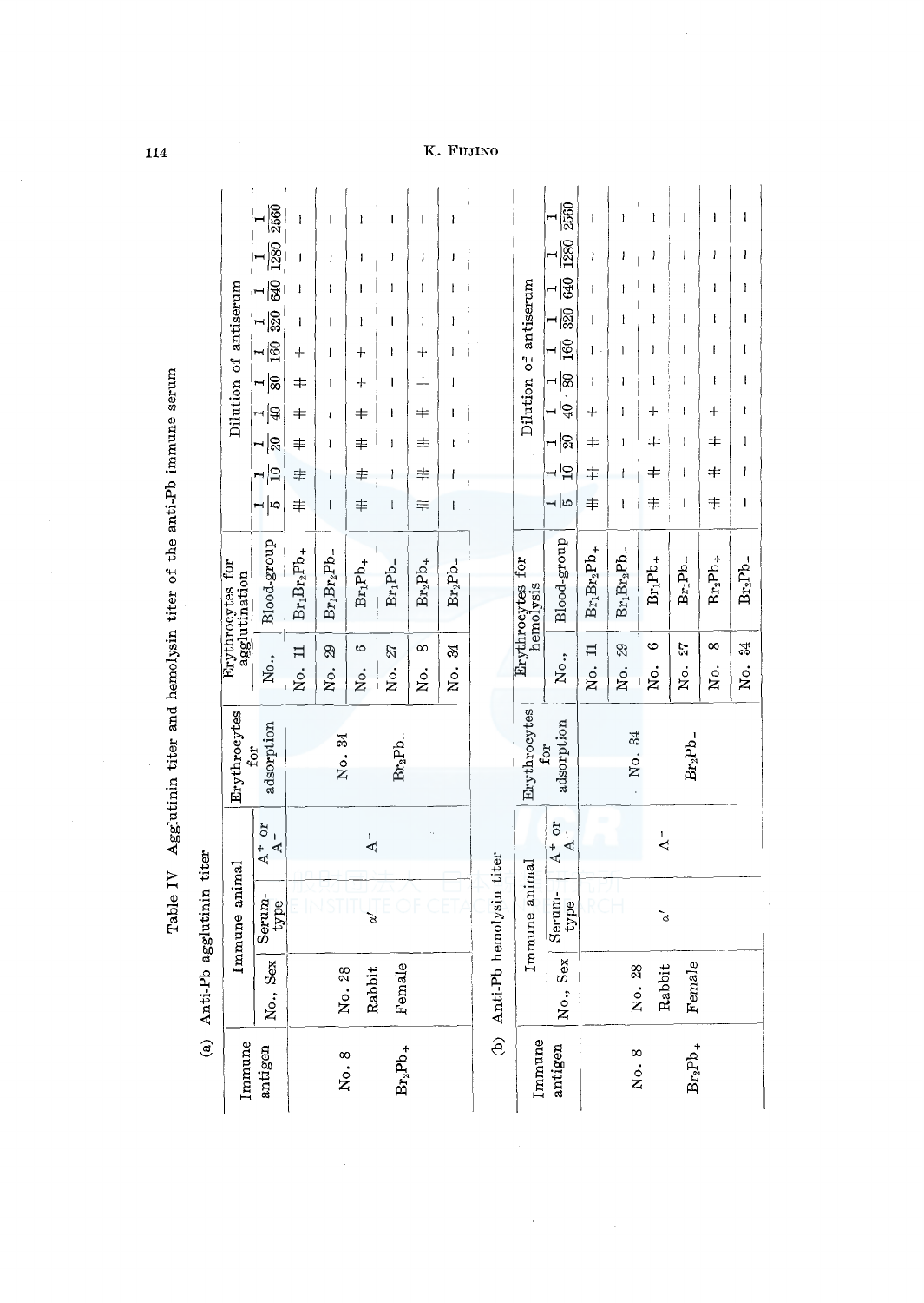Table IV Agglutinin titer and hemolysin titer of the anti-Pb immune serum

(a) Anti-Pb agglutinin titer

| Immune antigen | Immune animal | | | Erythrocytes for adsorption | Erythrocytes for agglutination | | Dilution of antiserum | | | | | | | | | |
|---|---|---|---|---|---|---|---|---|---|---|---|---|---|---|---|---|
| | No., Sex | Serum-type | $A^+$ or $A^-$ | | No., | Blood-group | $\frac{1}{5}$ | $\frac{1}{10}$ | $\frac{1}{20}$ | $\frac{1}{40}$ | $\frac{1}{80}$ | $\frac{1}{160}$ | $\frac{1}{320}$ | $\frac{1}{640}$ | $\frac{1}{1280}$ | $\frac{1}{2560}$ |
| No. 8 $Br_2Pb_+$ | No. 28 Rabbit Female | $\alpha'$ | $A^-$ | No. 34 $Br_2Pb_-$ | No. 11 | $Br_1Br_2Pb_+$ | ⧻ | ⧻ | ⧻ | ⧺ | ⧺ | + | − | − | − | − |
| | | | | | No. 29 | $Br_1Br_2Pb_-$ | − | − | − | − | − | − | − | − | − | − |
| | | | | | No. 6 | $Br_1Pb_+$ | ⧻ | ⧻ | ⧻ | ⧺ | + | + | − | − | − | − |
| | | | | | No. 27 | $Br_1Pb_-$ | − | − | − | − | − | − | − | − | − | − |
| | | | | | No. 8 | $Br_2Pb_+$ | ⧻ | ⧻ | ⧻ | ⧺ | ⧺ | + | − | − | − | − |
| | | | | | No. 34 | $Br_2Pb_-$ | − | − | − | − | − | − | − | − | − | − |

(b) Anti-Pb hemolysin titer

| Immune antigen | Immune animal | | | Erythrocytes for adsorption | Erythrocytes for hemolysis | | Dilution of antiserum | | | | | | | | | |
|---|---|---|---|---|---|---|---|---|---|---|---|---|---|---|---|---|
| | No., Sex | Serum-type | $A^+$ or $A^-$ | | No., | Blood-group | $\frac{1}{5}$ | $\frac{1}{10}$ | $\frac{1}{20}$ | $\frac{1}{40}$ | $\frac{1}{80}$ | $\frac{1}{160}$ | $\frac{1}{320}$ | $\frac{1}{640}$ | $\frac{1}{1280}$ | $\frac{1}{2560}$ |
| No. 8 $Br_2Pb_+$ | No. 28 Rabbit Female | $\alpha'$ | $A^-$ | No. 34 $Br_2Pb_-$ | No. 11 | $Br_1Br_2Pb_+$ | ⧻ | ⧻ | ⧺ | + | − | − | − | − | − | − |
| | | | | | No. 29 | $Br_1Br_2Pb_-$ | − | − | − | − | − | − | − | − | − | − |
| | | | | | No. 6 | $Br_1Pb_+$ | ⧻ | ⧺ | ⧺ | + | − | − | − | − | − | − |
| | | | | | No. 27 | $Br_1Pb_-$ | − | − | − | − | − | − | − | − | − | − |
| | | | | | No. 8 | $Br_2Pb_+$ | ⧻ | ⧺ | ⧺ | + | − | − | − | − | − | − |
| | | | | | No. 34 | $Br_2Pb_-$ | − | − | − | − | − | − | − | − | − | − |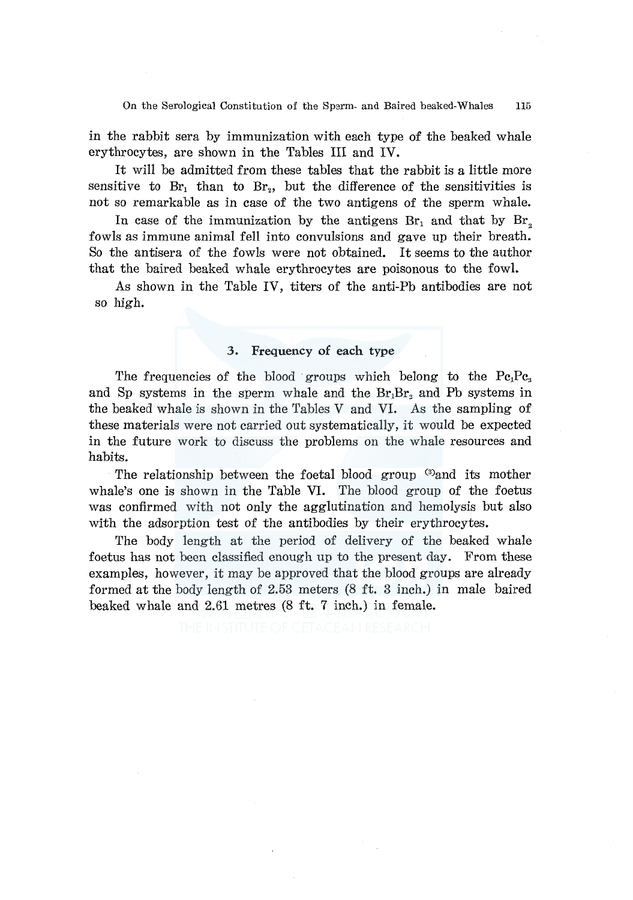in the rabbit sera by immunization with each type of the beaked whale erythrocytes, are shown in the Tables III and IV.

It will be admitted from these tables that the rabbit is a little more sensitive to $Br_1$ than to $Br_2$, but the difference of the sensitivities is not so remarkable as in case of the two antigens of the sperm whale.

In case of the immunization by the antigens $Br_1$ and that by $Br_2$ fowls as immune animal fell into convulsions and gave up their breath. So the antisera of the fowls were not obtained. It seems to the author that the baired beaked whale erythrocytes are poisonous to the fowl.

As shown in the Table IV, titers of the anti-Pb antibodies are not so high.

### 3. Frequency of each type

The frequencies of the blood groups which belong to the $Pc_1Pc_2$ and Sp systems in the sperm whale and the $Br_1Br_2$ and Pb systems in the beaked whale is shown in the Tables V and VI. As the sampling of these materials were not carried out systematically, it would be expected in the future work to discuss the problems on the whale resources and habits.

The relationship between the foetal blood group [3] and its mother whale's one is shown in the Table VI. The blood group of the foetus was confirmed with not only the agglutination and hemolysis but also with the adsorption test of the antibodies by their erythrocytes.

The body length at the period of delivery of the beaked whale foetus has not been classified enough up to the present day. From these examples, however, it may be approved that the blood groups are already formed at the body length of 2.53 meters (8 ft. 3 inch.) in male baired beaked whale and 2.61 metres (8 ft. 7 inch.) in female.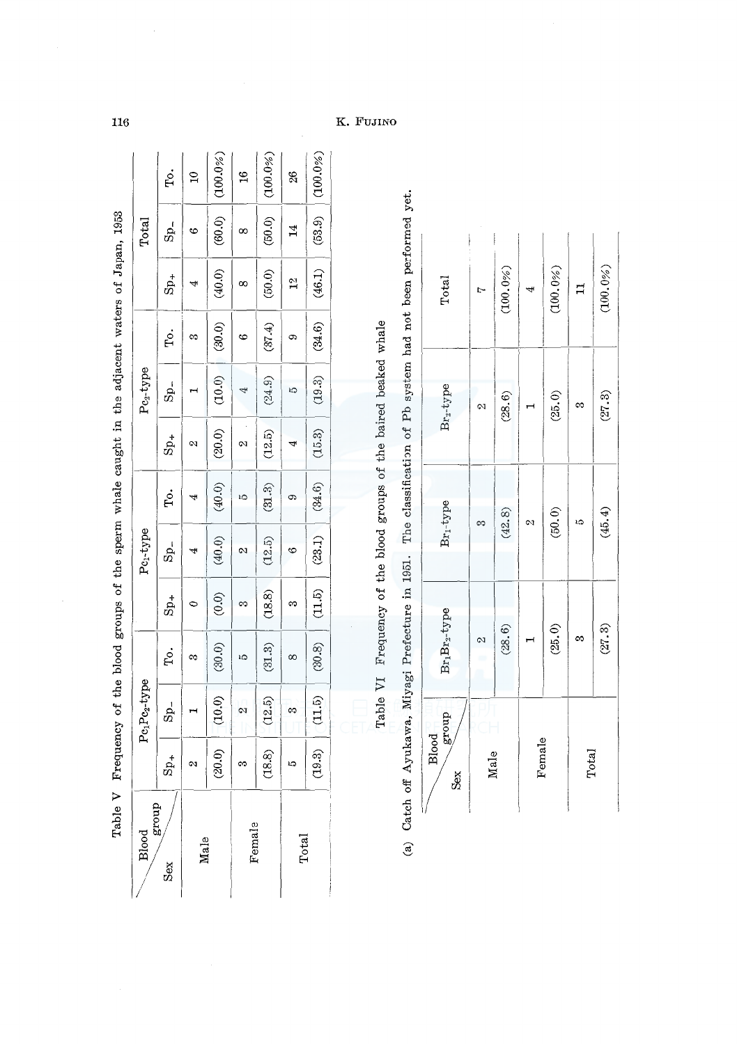Table V Frequency of the blood groups of the sperm whale caught in the adjacent waters of Japan, 1953

| Sex \ Blood group | $Pc_1Pc_2$-type | | | $Pc_1$-type | | | $Pc_2$-type | | | Total | | |
|---|---|---|---|---|---|---|---|---|---|---|---|---|
| | $Sp_+$ | $Sp_-$ | To. | $Sp_+$ | $Sp_-$ | To. | $Sp_+$ | $Sp_-$ | To. | $Sp_+$ | $Sp_-$ | To. |
| Male | 2 | 1 | 3 | 0 | 4 | 4 | 2 | 1 | 3 | 4 | 6 | 10 |
| | (20.0) | (10.0) | (30.0) | (0.0) | (40.0) | (40.0) | (20.0) | (10.0) | (30.0) | (40.0) | (60.0) | (100.0%) |
| Female | 3 | 2 | 5 | 3 | 2 | 5 | 2 | 4 | 6 | 8 | 8 | 16 |
| | (18.8) | (12.5) | (31.3) | (18.8) | (12.5) | (31.3) | (12.5) | (24.9) | (37.4) | (50.0) | (50.0) | (100.0%) |
| Total | 5 | 3 | 8 | 3 | 6 | 9 | 4 | 5 | 9 | 12 | 14 | 26 |
| | (19.3) | (11.5) | (30.8) | (11.5) | (23.1) | (34.6) | (15.3) | (19.3) | (34.6) | (46.1) | (53.9) | (100.0%) |

Table VI Frequency of the blood groups of the baired beaked whale

(a) Catch off Ayukawa, Miyagi Prefecture in 1951. The classification of Pb system had not been performed yet.

| Sex \ Blood group | $Br_1Br_2$-type | $Br_1$-type | $Br_2$-type | Total |
|---|---|---|---|---|
| Male | 2 | 3 | 2 | 7 |
| | (28.6) | (42.8) | (28.6) | (100.0%) |
| Female | 1 | 2 | 1 | 4 |
| | (25.0) | (50.0) | (25.0) | (100.0%) |
| Total | 3 | 5 | 3 | 11 |
| | (27.3) | (45.4) | (27.3) | (100.0%) |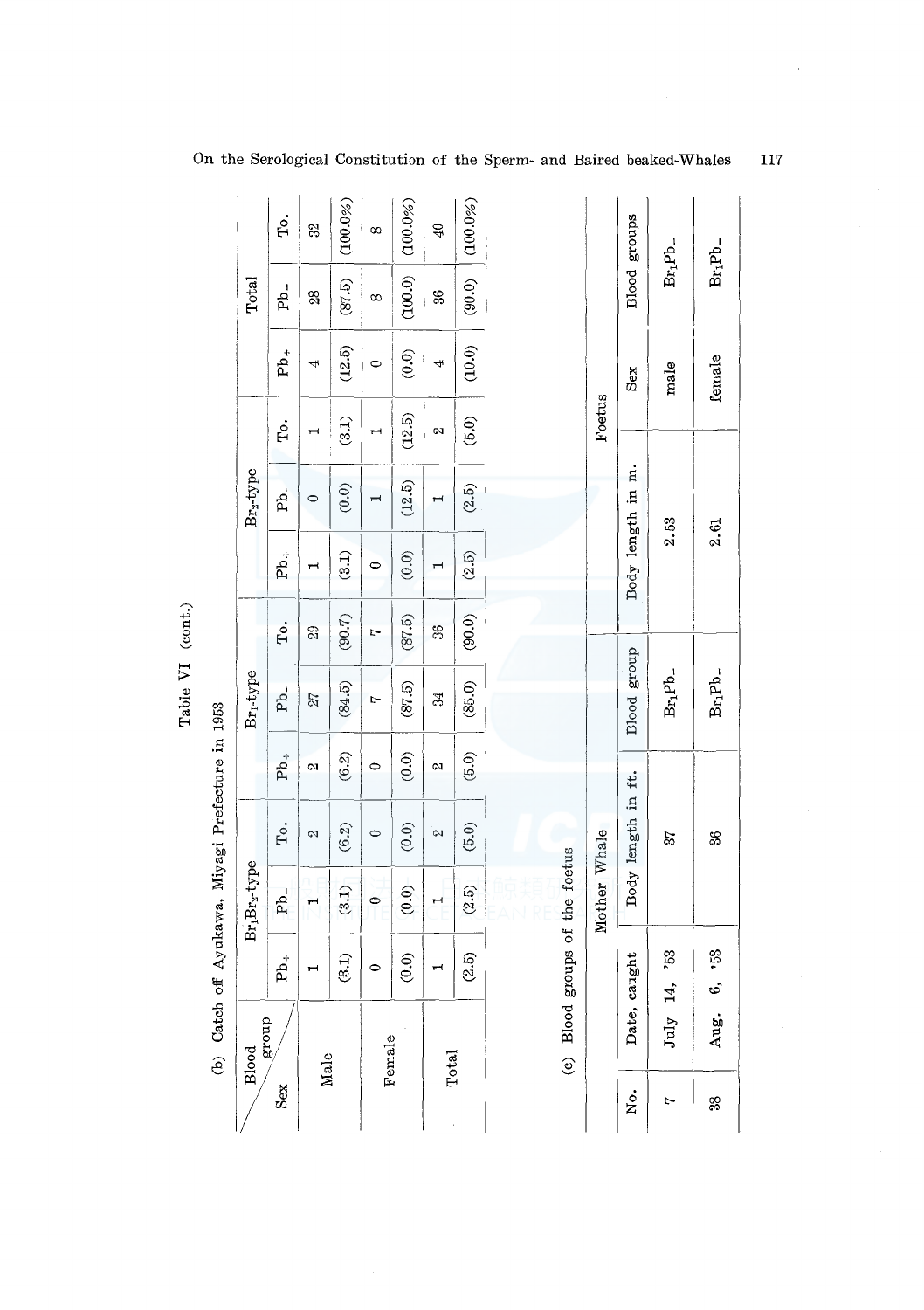Table VI (cont.)

(b) Catch off Ayukawa, Miyagi Prefecture in 1953

| Sex \ Blood group | $Br_1Br_2$-type | | | $Br_1$-type | | | $Br_2$-type | | | Total | | |
|---|---|---|---|---|---|---|---|---|---|---|---|---|
| | $Pb_+$ | $Pb_-$ | To. | $Pb_+$ | $Pb_-$ | To. | $Pb_+$ | $Pb_-$ | To. | $Pb_+$ | $Pb_-$ | To. |
| Male | 1 | 1 | 2 | 2 | 27 | 29 | 1 | 0 | 1 | 4 | 28 | 32 |
| | (3.1) | (3.1) | (6.2) | (6.2) | (84.5) | (90.7) | (3.1) | (0.0) | (3.1) | (12.5) | (87.5) | (100.0%) |
| Female | 0 | 0 | 0 | 0 | 7 | 7 | 0 | 1 | 1 | 0 | 8 | 8 |
| | (0.0) | (0.0) | (0.0) | (0.0) | (87.5) | (87.5) | (0.0) | (12.5) | (12.5) | (0.0) | (100.0) | (100.0%) |
| Total | 1 | 1 | 2 | 2 | 34 | 36 | 1 | 1 | 2 | 4 | 36 | 40 |
| | (2.5) | (2.5) | (5.0) | (5.0) | (85.0) | (90.0) | (2.5) | (2.5) | (5.0) | (10.0) | (90.0) | (100.0%) |

(c) Blood groups of the foetus

| No. | Mother Whale | | | Foetus | | |
|---|---|---|---|---|---|---|
| | Date, caught | Body length in ft. | Blood group | Body length in m. | Sex | Blood groups |
| 7 | July 14, '53 | 37 | $Br_1Pb_-$ | 2.53 | male | $Br_1Pb_-$ |
| 38 | Aug. 6, '53 | 36 | $Br_1Pb_-$ | 2.61 | female | $Br_1Pb_-$ |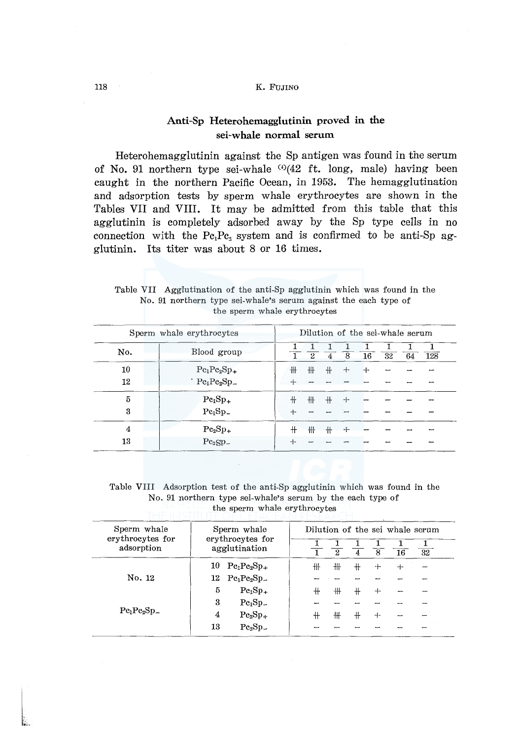## Anti-Sp Heterohemagglutinin proved in the sei-whale normal serum

Heterohemagglutinin against the Sp antigen was found in the serum of No. 91 northern type sei-whale [4](42 ft. long, male) having been caught in the northern Pacific Ocean, in 1953. The hemagglutination and adsorption tests by sperm whale erythrocytes are shown in the Tables VII and VIII. It may be admitted from this table that this agglutinin is completely adsorbed away by the Sp type cells in no connection with the $Pc_1Pc_2$ system and is confirmed to be anti-Sp agglutinin. Its titer was about 8 or 16 times.

Table VII Agglutination of the anti-Sp agglutinin which was found in the No. 91 northern type sei-whale's serum against the each type of the sperm whale erythrocytes

| Sperm whale erythrocytes | | Dilution of the sei-whale serum | | | | | | | |
|---|---|---|---|---|---|---|---|---|---|
| No. | Blood group | $\frac{1}{1}$ | $\frac{1}{2}$ | $\frac{1}{4}$ | $\frac{1}{8}$ | $\frac{1}{16}$ | $\frac{1}{32}$ | $\frac{1}{64}$ | $\frac{1}{128}$ |
| 10 | $Pc_1Pc_2Sp_+$ | ⧻ | ⧻ | ++ | + | + | − | − | − |
| 12 | $Pc_1Pc_2Sp_-$ | + | − | − | − | − | − | − | − |
| 5 | $Pc_1Sp_+$ | ++ | ⧻ | ++ | + | − | − | − | − |
| 3 | $Pc_1Sp_-$ | + | − | − | − | − | − | − | − |
| 4 | $Pc_2Sp_+$ | ++ | ⧻ | ++ | + | − | − | − | − |
| 13 | $Pc_2Sp_-$ | + | − | − | − | − | − | − | − |

Table VIII Adsorption test of the anti-Sp agglutinin which was found in the No. 91 northern type sei-whale's serum by the each type of the sperm whale erythrocytes

| Sperm whale erythrocytes for adsorption | Sperm whale erythrocytes for agglutination | Dilution of the sei whale serum | | | | | |
|---|---|---|---|---|---|---|---|
| | | $\frac{1}{1}$ | $\frac{1}{2}$ | $\frac{1}{4}$ | $\frac{1}{8}$ | $\frac{1}{16}$ | $\frac{1}{32}$ |
| No. 12 | 10 $Pc_1Pc_2Sp_+$ | ⧻ | ⧻ | ++ | + | + | − |
| | 12 $Pc_1Pc_2Sp_-$ | − | − | − | − | − | − |
| | 5 $Pc_1Sp_+$ | ++ | ⧻ | ++ | + | − | − |
| $Pc_1Pc_2Sp_-$ | 3 $Pc_1Sp_-$ | − | − | − | − | − | − |
| | 4 $Pc_2Sp_+$ | ++ | ⧻ | ++ | + | − | − |
| | 13 $Pc_2Sp_-$ | − | − | − | − | − | − |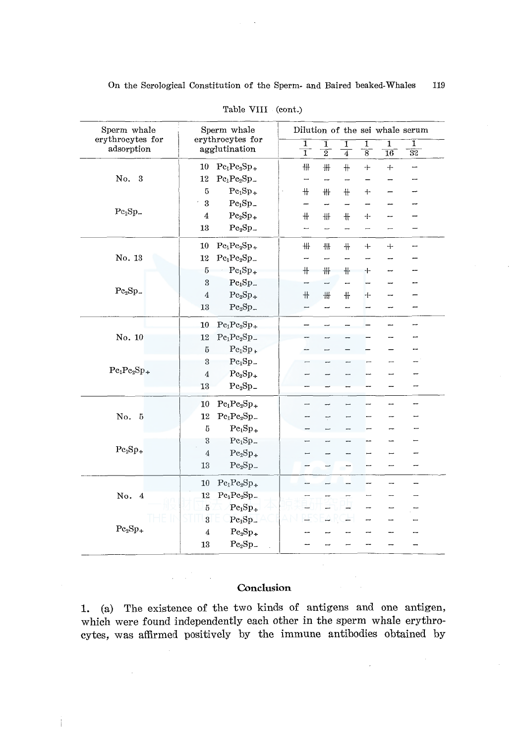Table VIII (cont.)

| Sperm whale erythrocytes for adsorption | Sperm whale erythrocytes for agglutination | Dilution of the sei whale serum | | | | | |
|---|---|---|---|---|---|---|---|
| | | $\frac{1}{1}$ | $\frac{1}{2}$ | $\frac{1}{4}$ | $\frac{1}{8}$ | $\frac{1}{16}$ | $\frac{1}{32}$ |
| No. 3 | 10 $Pc_1Pc_2Sp_+$ | ⧻ | ⧻ | ‡ | + | + | − |
| | 12 $Pc_1Pc_2Sp_-$ | − | − | − | − | − | − |
| | 5 $Pc_1Sp_+$ | ‡ | ⧻ | ‡ | + | − | − |
| $Pc_1Sp_-$ | 3 $Pc_1Sp_-$ | − | − | − | − | − | − |
| | 4 $Pc_2Sp_+$ | ‡ | ⧻ | ‡ | + | − | − |
| | 13 $Pc_2Sp_-$ | − | − | − | − | − | − |
| No. 13 | 10 $Pc_1Pc_2Sp_+$ | ⧻ | ⧻ | ‡ | + | + | − |
| | 12 $Pc_1Pc_2Sp_-$ | − | − | − | − | − | − |
| | 5 $Pc_1Sp_+$ | ‡ | ⧻ | ‡ | + | − | − |
| $Pc_2Sp_-$ | 3 $Pc_1Sp_-$ | − | − | − | − | − | − |
| | 4 $Pc_2Sp_+$ | ‡ | ⧻ | ‡ | + | − | − |
| | 13 $Pc_2Sp_-$ | − | − | − | − | − | − |
| No. 10 | 10 $Pc_1Pc_2Sp_+$ | − | − | − | − | − | − |
| | 12 $Pc_1Pc_2Sp_-$ | − | − | − | − | − | − |
| | 5 $Pc_1Sp_+$ | − | − | − | − | − | − |
| $Pc_1Pc_2Sp_+$ | 3 $Pc_1Sp_-$ | − | − | − | − | − | − |
| | 4 $Pc_2Sp_+$ | − | − | − | − | − | − |
| | 13 $Pc_2Sp_-$ | − | − | − | − | − | − |
| No. 5 | 10 $Pc_1Pc_2Sp_+$ | − | − | − | − | − | − |
| | 12 $Pc_1Pc_2Sp_-$ | − | − | − | − | − | − |
| | 5 $Pc_1Sp_+$ | − | − | − | − | − | − |
| $Pc_1Sp_+$ | 3 $Pc_1Sp_-$ | − | − | − | − | − | − |
| | 4 $Pc_2Sp_+$ | − | − | − | − | − | − |
| | 13 $Pc_2Sp_-$ | − | − | − | − | − | − |
| No. 4 | 10 $Pc_1Pc_2Sp_+$ | − | − | − | − | − | − |
| | 12 $Pc_1Pc_2Sp_-$ | − | − | − | − | − | − |
| | 5 $Pc_1Sp_+$ | − | − | − | − | − | − |
| $Pc_2Sp_+$ | 3 $Pc_1Sp_-$ | − | − | − | − | − | − |
| | 4 $Pc_2Sp_+$ | − | − | − | − | − | − |
| | 13 $Pc_2Sp_-$ | − | − | − | − | − | − |

## Conclusion

1. (a) The existence of the two kinds of antigens and one antigen, which were found independently each other in the sperm whale erythrocytes, was affirmed positively by the immune antibodies obtained by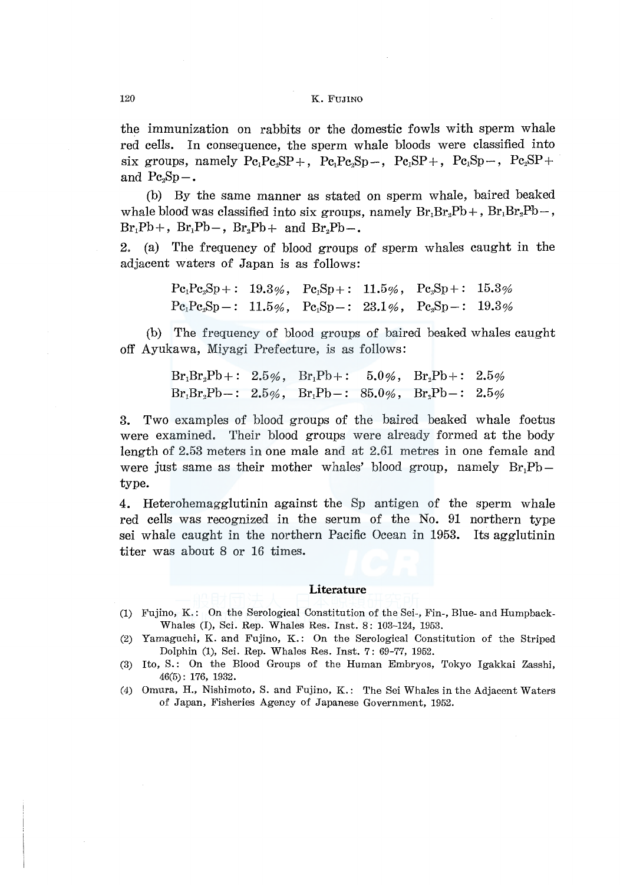the immunization on rabbits or the domestic fowls with sperm whale red cells. In consequence, the sperm whale bloods were classified into six groups, namely $Pc_1Pc_2SP+$, $Pc_1Pc_2Sp-$, $Pc_1SP+$, $Pc_1Sp-$, $Pc_2SP+$ and $Pc_2Sp-$.

(b) By the same manner as stated on sperm whale, baired beaked whale blood was classified into six groups, namely $Br_1Br_2Pb+$, $Br_1Br_2Pb-$, $Br_1Pb+$, $Br_1Pb-$, $Br_2Pb+$ and $Br_2Pb-$.

2. (a) The frequency of blood groups of sperm whales caught in the adjacent waters of Japan is as follows:

$Pc_1Pc_2Sp+$: 19.3%, $Pc_1Sp+$: 11.5%, $Pc_2Sp+$: 15.3%
$Pc_1Pc_2Sp-$: 11.5%, $Pc_1Sp-$: 23.1%, $Pc_2Sp-$: 19.3%

(b) The frequency of blood groups of baired beaked whales caught off Ayukawa, Miyagi Prefecture, is as follows:

$Br_1Br_2Pb+$: 2.5%, $Br_1Pb+$: 5.0%, $Br_2Pb+$: 2.5%
$Br_1Br_2Pb-$: 2.5%, $Br_1Pb-$: 85.0%, $Br_2Pb-$: 2.5%

3. Two examples of blood groups of the baired beaked whale foetus were examined. Their blood groups were already formed at the body length of 2.53 meters in one male and at 2.61 metres in one female and were just same as their mother whales' blood group, namely $Br_1Pb-$ type.

4. Heterohemagglutinin against the Sp antigen of the sperm whale red cells was recognized in the serum of the No. 91 northern type sei whale caught in the northern Pacific Ocean in 1953. Its agglutinin titer was about 8 or 16 times.

## Literature

(1) Fujino, K.: On the Serological Constitution of the Sei-, Fin-, Blue- and Humpback-Whales (I), Sci. Rep. Whales Res. Inst. 8: 103–124, 1953.

(2) Yamaguchi, K. and Fujino, K.: On the Serological Constitution of the Striped Dolphin (1), Sci. Rep. Whales Res. Inst. 7: 69–77, 1952.

(3) Ito, S.: On the Blood Groups of the Human Embryos, Tokyo Igakkai Zasshi, 46(5): 176, 1932.

(4) Omura, H., Nishimoto, S. and Fujino, K.: The Sei Whales in the Adjacent Waters of Japan, Fisheries Agency of Japanese Government, 1952.